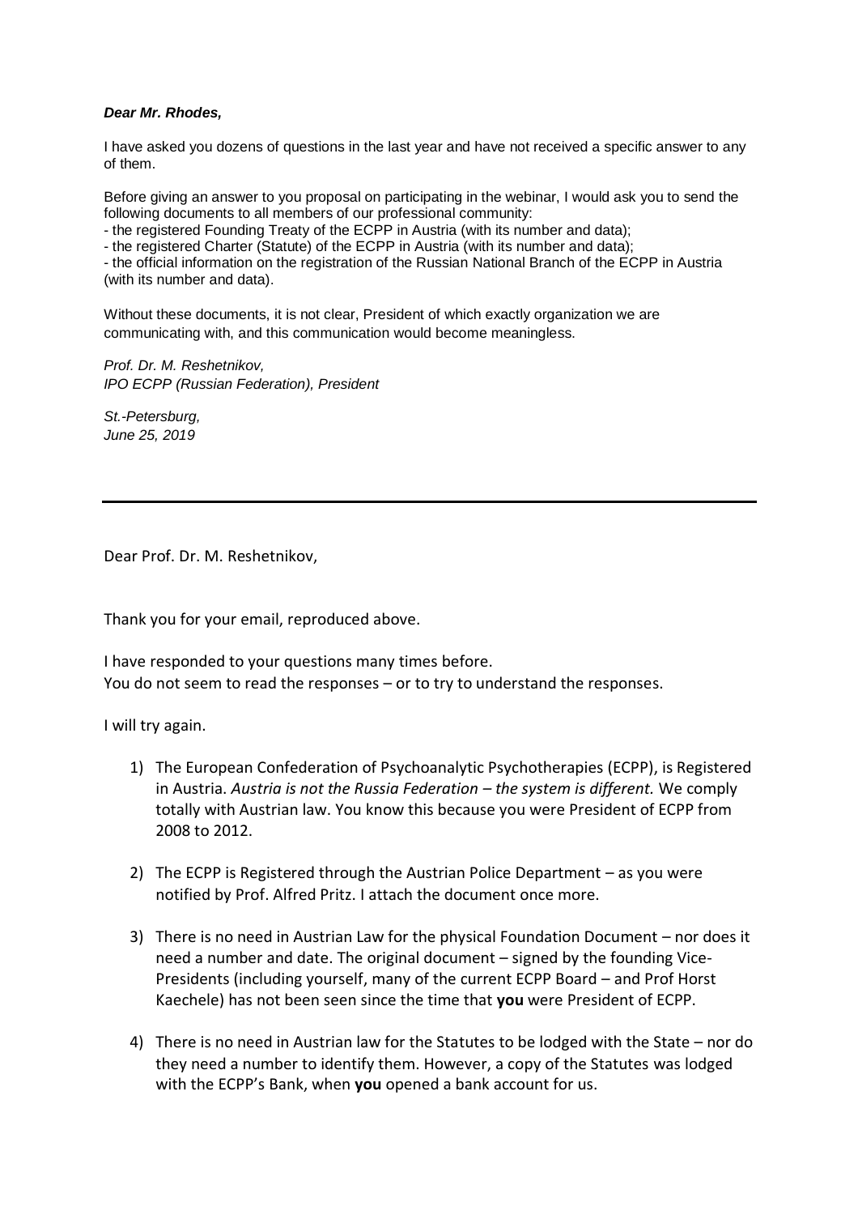***Dear Mr. Rhodes,***

I have asked you dozens of questions in the last year and have not received a specific answer to any of them.

Before giving an answer to you proposal on participating in the webinar, I would ask you to send the following documents to all members of our professional community:
- the registered Founding Treaty of the ECPP in Austria (with its number and data);
- the registered Charter (Statute) of the ECPP in Austria (with its number and data);
- the official information on the registration of the Russian National Branch of the ECPP in Austria (with its number and data).

Without these documents, it is not clear, President of which exactly organization we are communicating with, and this communication would become meaningless.

*Prof. Dr. M. Reshetnikov,*
*IPO ECPP (Russian Federation), President*

*St.-Petersburg,*
*June 25, 2019*

---

Dear Prof. Dr. M. Reshetnikov,

Thank you for your email, reproduced above.

I have responded to your questions many times before.
You do not seem to read the responses – or to try to understand the responses.

I will try again.

1) The European Confederation of Psychoanalytic Psychotherapies (ECPP), is Registered in Austria. *Austria is not the Russia Federation – the system is different.* We comply totally with Austrian law. You know this because you were President of ECPP from 2008 to 2012.

2) The ECPP is Registered through the Austrian Police Department – as you were notified by Prof. Alfred Pritz. I attach the document once more.

3) There is no need in Austrian Law for the physical Foundation Document – nor does it need a number and date. The original document – signed by the founding Vice-Presidents (including yourself, many of the current ECPP Board – and Prof Horst Kaechele) has not been seen since the time that **you** were President of ECPP.

4) There is no need in Austrian law for the Statutes to be lodged with the State – nor do they need a number to identify them. However, a copy of the Statutes was lodged with the ECPP's Bank, when **you** opened a bank account for us.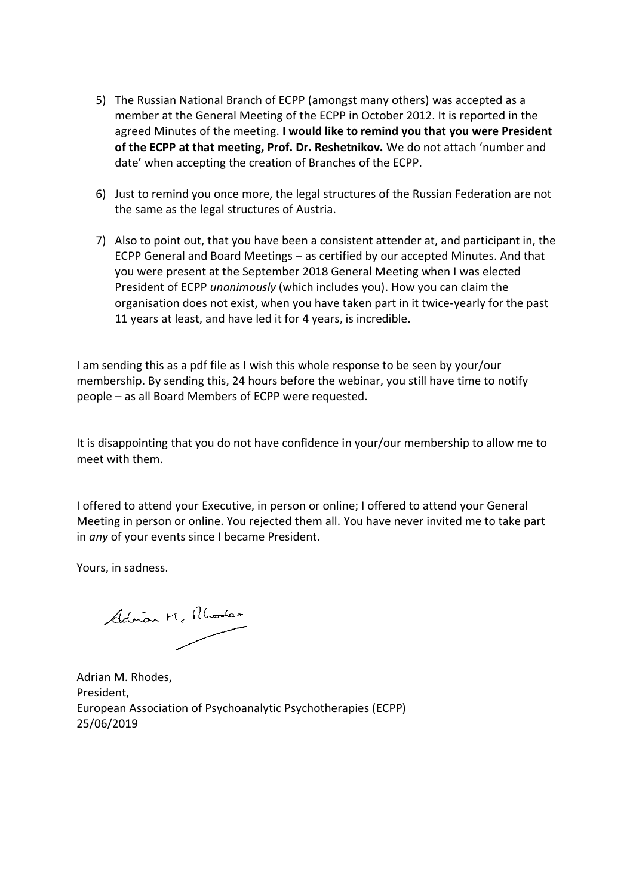5) The Russian National Branch of ECPP (amongst many others) was accepted as a member at the General Meeting of the ECPP in October 2012. It is reported in the agreed Minutes of the meeting. **I would like to remind you that <u>you</u> were President of the ECPP at that meeting, Prof. Dr. Reshetnikov.** We do not attach 'number and date' when accepting the creation of Branches of the ECPP.

6) Just to remind you once more, the legal structures of the Russian Federation are not the same as the legal structures of Austria.

7) Also to point out, that you have been a consistent attender at, and participant in, the ECPP General and Board Meetings – as certified by our accepted Minutes. And that you were present at the September 2018 General Meeting when I was elected President of ECPP *unanimously* (which includes you). How you can claim the organisation does not exist, when you have taken part in it twice-yearly for the past 11 years at least, and have led it for 4 years, is incredible.

I am sending this as a pdf file as I wish this whole response to be seen by your/our membership. By sending this, 24 hours before the webinar, you still have time to notify people – as all Board Members of ECPP were requested.

It is disappointing that you do not have confidence in your/our membership to allow me to meet with them.

I offered to attend your Executive, in person or online; I offered to attend your General Meeting in person or online. You rejected them all. You have never invited me to take part in *any* of your events since I became President.

Yours, in sadness.

Adrian M. Rhodes

Adrian M. Rhodes,
President,
European Association of Psychoanalytic Psychotherapies (ECPP)
25/06/2019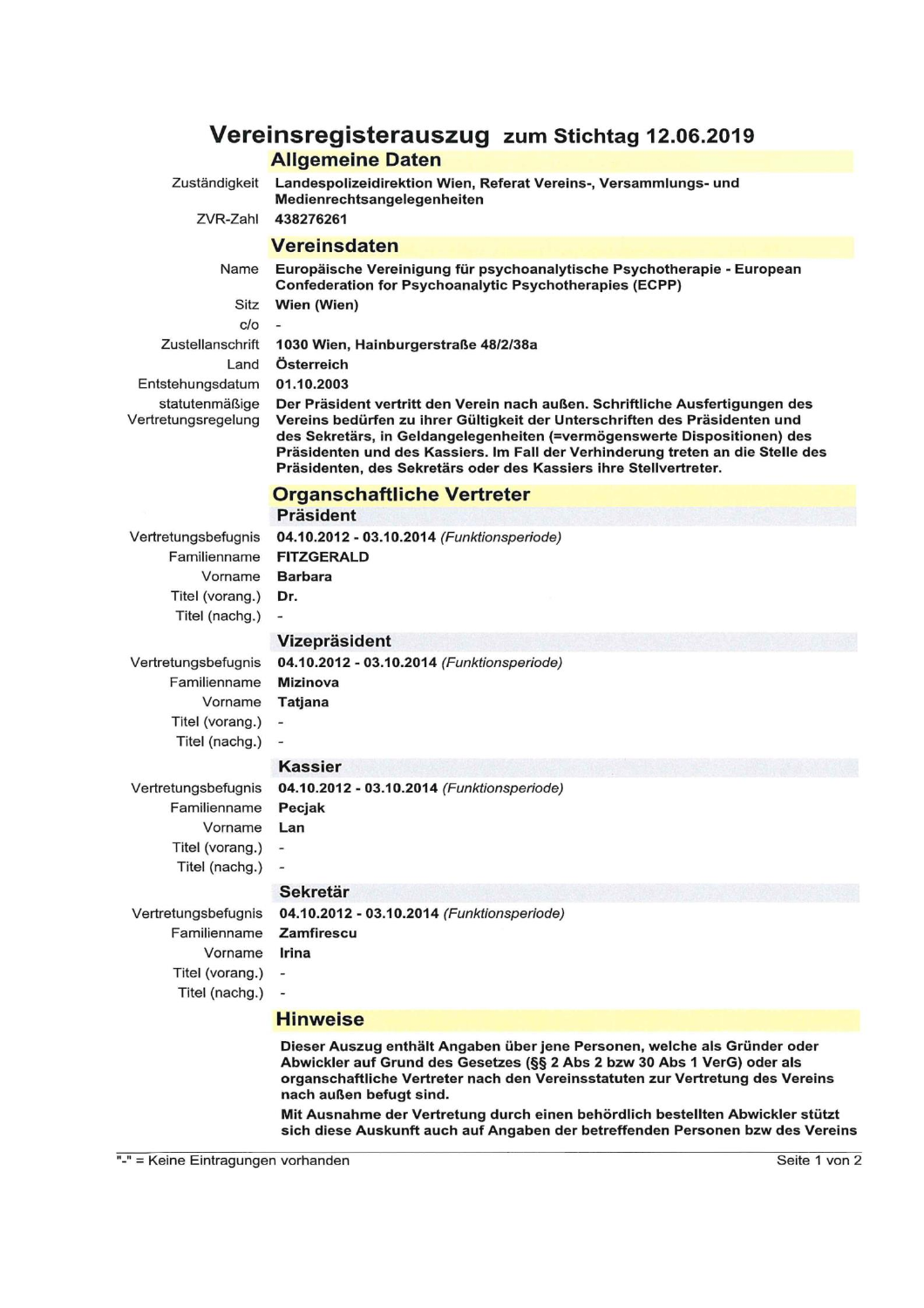# Vereinsregisterauszug zum Stichtag 12.06.2019

## Allgemeine Daten

| | |
|---|---|
| Zuständigkeit | **Landespolizeidirektion Wien, Referat Vereins-, Versammlungs- und Medienrechtsangelegenheiten** |
| ZVR-Zahl | **438276261** |

## Vereinsdaten

| | |
|---|---|
| Name | **Europäische Vereinigung für psychoanalytische Psychotherapie - European Confederation for Psychoanalytic Psychotherapies (ECPP)** |
| Sitz | **Wien (Wien)** |
| c/o | - |
| Zustellanschrift | **1030 Wien, Hainburgerstraße 48/2/38a** |
| Land | **Österreich** |
| Entstehungsdatum | **01.10.2003** |
| statutenmäßige Vertretungsregelung | **Der Präsident vertritt den Verein nach außen. Schriftliche Ausfertigungen des Vereins bedürfen zu ihrer Gültigkeit der Unterschriften des Präsidenten und des Sekretärs, in Geldangelegenheiten (=vermögenswerte Dispositionen) des Präsidenten und des Kassiers. Im Fall der Verhinderung treten an die Stelle des Präsidenten, des Sekretärs oder des Kassiers ihre Stellvertreter.** |

## Organschaftliche Vertreter

### Präsident

| | |
|---|---|
| Vertretungsbefugnis | **04.10.2012 - 03.10.2014** *(Funktionsperiode)* |
| Familienname | **FITZGERALD** |
| Vorname | **Barbara** |
| Titel (vorang.) | **Dr.** |
| Titel (nachg.) | - |

### Vizepräsident

| | |
|---|---|
| Vertretungsbefugnis | **04.10.2012 - 03.10.2014** *(Funktionsperiode)* |
| Familienname | **Mizinova** |
| Vorname | **Tatjana** |
| Titel (vorang.) | - |
| Titel (nachg.) | - |

### Kassier

| | |
|---|---|
| Vertretungsbefugnis | **04.10.2012 - 03.10.2014** *(Funktionsperiode)* |
| Familienname | **Pecjak** |
| Vorname | **Lan** |
| Titel (vorang.) | - |
| Titel (nachg.) | - |

### Sekretär

| | |
|---|---|
| Vertretungsbefugnis | **04.10.2012 - 03.10.2014** *(Funktionsperiode)* |
| Familienname | **Zamfirescu** |
| Vorname | **Irina** |
| Titel (vorang.) | - |
| Titel (nachg.) | - |

## Hinweise

**Dieser Auszug enthält Angaben über jene Personen, welche als Gründer oder Abwickler auf Grund des Gesetzes (§§ 2 Abs 2 bzw 30 Abs 1 VerG) oder als organschaftliche Vertreter nach den Vereinsstatuten zur Vertretung des Vereins nach außen befugt sind.**

**Mit Ausnahme der Vertretung durch einen behördlich bestellten Abwickler stützt sich diese Auskunft auch auf Angaben der betreffenden Personen bzw des Vereins**

"-" = Keine Eintragungen vorhanden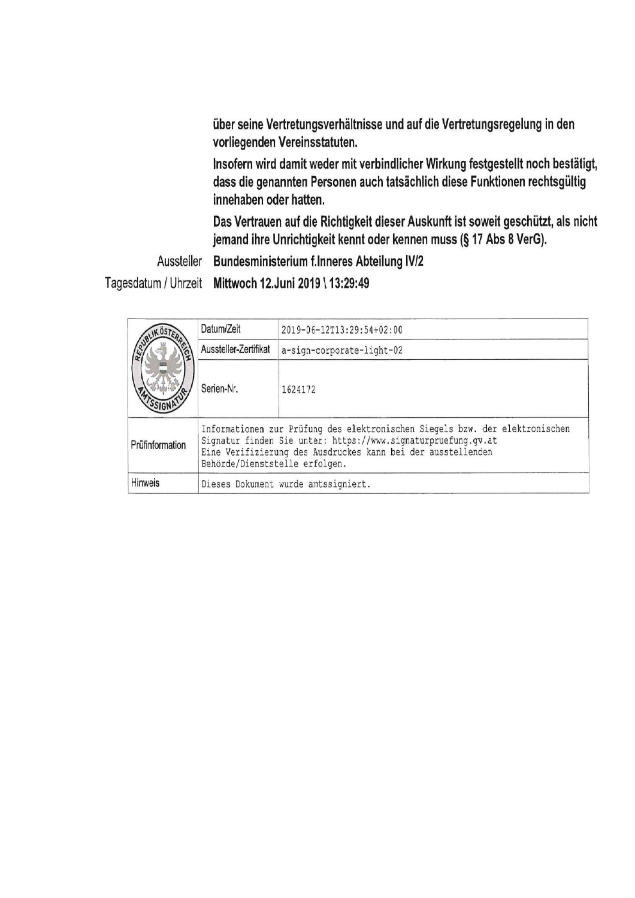**über seine Vertretungsverhältnisse und auf die Vertretungsregelung in den vorliegenden Vereinsstatuten.**

**Insofern wird damit weder mit verbindlicher Wirkung festgestellt noch bestätigt, dass die genannten Personen auch tatsächlich diese Funktionen rechtsgültig innehaben oder hatten.**

**Das Vertrauen auf die Richtigkeit dieser Auskunft ist soweit geschützt, als nicht jemand ihre Unrichtigkeit kennt oder kennen muss (§ 17 Abs 8 VerG).**

| | |
|---|---|
| Aussteller | **Bundesministerium f.Inneres Abteilung IV/2** |
| Tagesdatum / Uhrzeit | **Mittwoch 12.Juni 2019 \ 13:29:49** |

| | | |
|---|---|---|
| REPUBLIK ÖSTERREICH AMTSSIGNATUR | Datum/Zeit | 2019-06-12T13:29:54+02:00 |
| | Aussteller-Zertifikat | a-sign-corporate-light-02 |
| | Serien-Nr. | 1624172 |
| Prüfinformation | Informationen zur Prüfung des elektronischen Siegels bzw. der elektronischen Signatur finden Sie unter: https://www.signaturpruefung.gv.at Eine Verifizierung des Ausdruckes kann bei der ausstellenden Behörde/Dienststelle erfolgen. | |
| Hinweis | Dieses Dokument wurde amtssigniert. | |